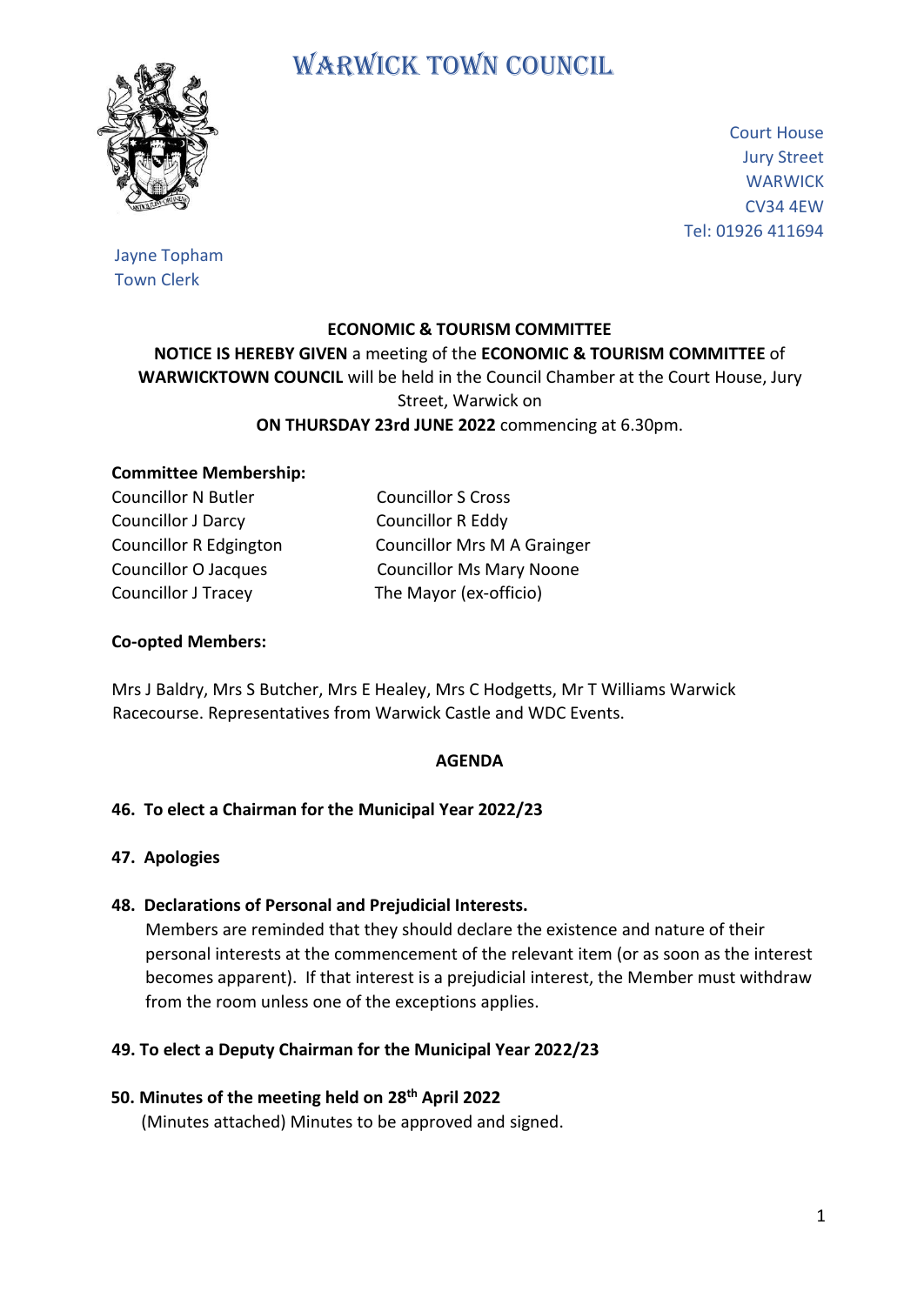# WARWICK TOWN COUNCIL

Court House
Jury Street
WARWICK
CV34 4EW
Tel: 01926 411694

Jayne Topham
Town Clerk

**ECONOMIC & TOURISM COMMITTEE**

**NOTICE IS HEREBY GIVEN** a meeting of the **ECONOMIC & TOURISM COMMITTEE** of **WARWICKTOWN COUNCIL** will be held in the Council Chamber at the Court House, Jury Street, Warwick on

**ON THURSDAY 23rd JUNE 2022** commencing at 6.30pm.

**Committee Membership:**

Councillor N Butler
Councillor S Cross
Councillor J Darcy
Councillor R Eddy
Councillor R Edgington
Councillor Mrs M A Grainger
Councillor O Jacques
Councillor Ms Mary Noone
Councillor J Tracey
The Mayor (ex-officio)

**Co-opted Members:**

Mrs J Baldry, Mrs S Butcher, Mrs E Healey, Mrs C Hodgetts, Mr T Williams Warwick Racecourse. Representatives from Warwick Castle and WDC Events.

**AGENDA**

**46. To elect a Chairman for the Municipal Year 2022/23**

**47. Apologies**

**48. Declarations of Personal and Prejudicial Interests.**

Members are reminded that they should declare the existence and nature of their personal interests at the commencement of the relevant item (or as soon as the interest becomes apparent). If that interest is a prejudicial interest, the Member must withdraw from the room unless one of the exceptions applies.

**49. To elect a Deputy Chairman for the Municipal Year 2022/23**

**50. Minutes of the meeting held on 28th April 2022**

(Minutes attached) Minutes to be approved and signed.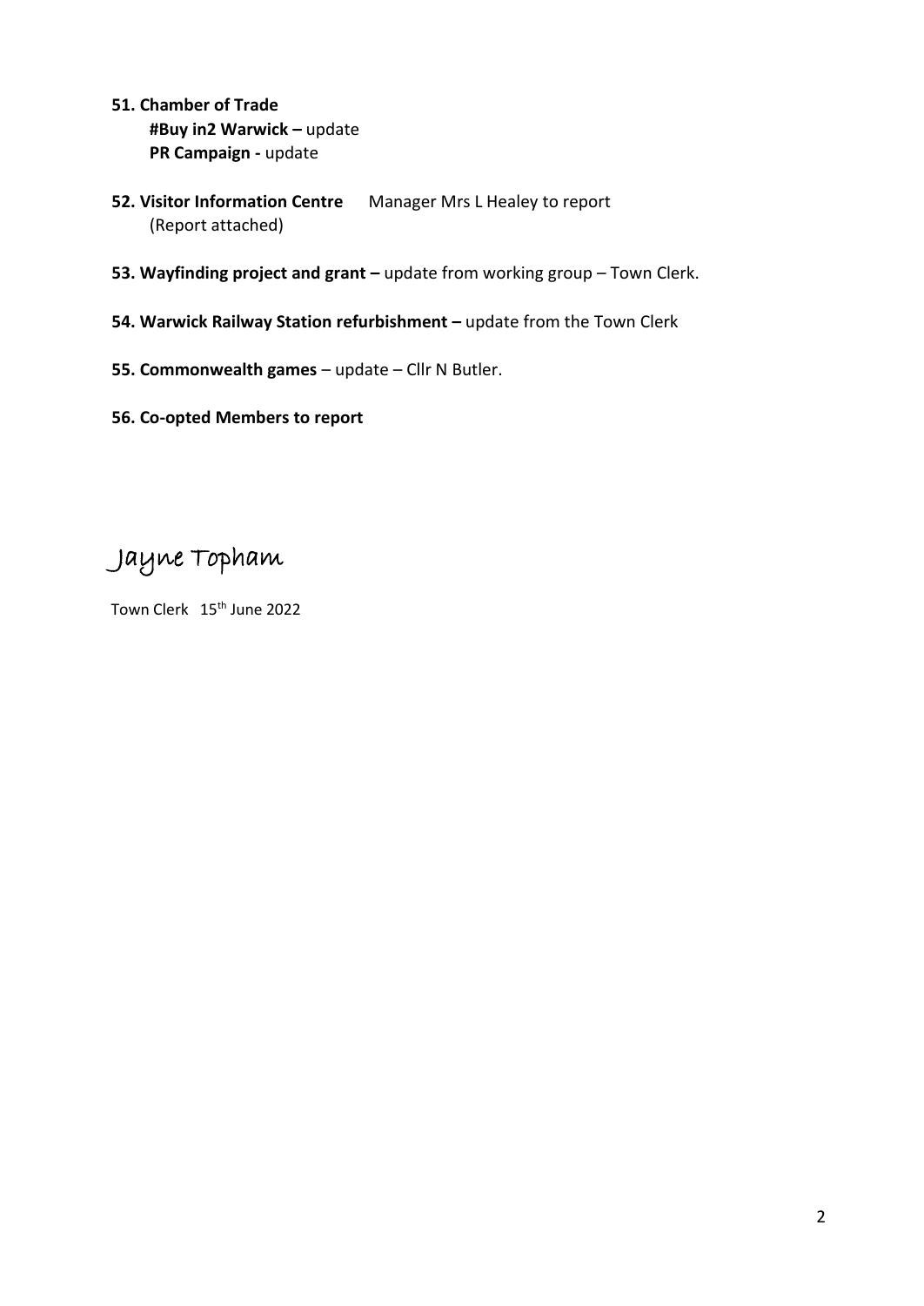**51. Chamber of Trade**

**#Buy in2 Warwick –** update

**PR Campaign -** update

**52. Visitor Information Centre** Manager Mrs L Healey to report (Report attached)

**53. Wayfinding project and grant –** update from working group – Town Clerk.

**54. Warwick Railway Station refurbishment –** update from the Town Clerk

**55. Commonwealth games** – update – Cllr N Butler.

**56. Co-opted Members to report**

Jayne Topham

Town Clerk 15th June 2022